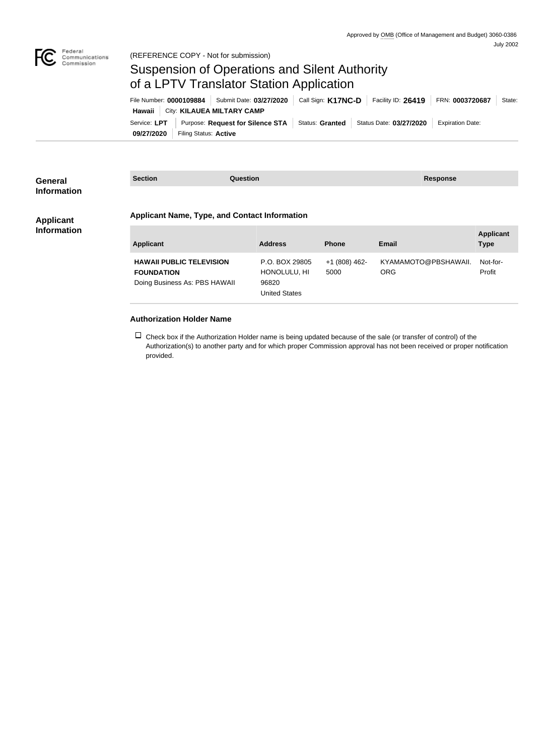Approved by OMB (Office of Management and Budget) 3060-0386
July 2002

(REFERENCE COPY - Not for submission)

# Suspension of Operations and Silent Authority of a LPTV Translator Station Application

File Number: **0000109884** | Submit Date: **03/27/2020** | Call Sign: **K17NC-D** | Facility ID: **26419** | FRN: **0003720687** | State: **Hawaii** | City: **KILAUEA MILTARY CAMP**

Service: **LPT** | Purpose: **Request for Silence STA** | Status: **Granted** | Status Date: **03/27/2020** | Expiration Date: **09/27/2020** | Filing Status: **Active**

## General Information

| Section | Question | Response |
|---|---|---|

## Applicant Information

### Applicant Name, Type, and Contact Information

| Applicant | Address | Phone | Email | Applicant Type |
|---|---|---|---|---|
| **HAWAII PUBLIC TELEVISION FOUNDATION** Doing Business As: PBS HAWAII | P.O. BOX 29805 HONOLULU, HI 96820 United States | +1 (808) 462-5000 | KYAMAMOTO@PBSHAWAII.ORG | Not-for-Profit |

### Authorization Holder Name

☐ Check box if the Authorization Holder name is being updated because of the sale (or transfer of control) of the Authorization(s) to another party and for which proper Commission approval has not been received or proper notification provided.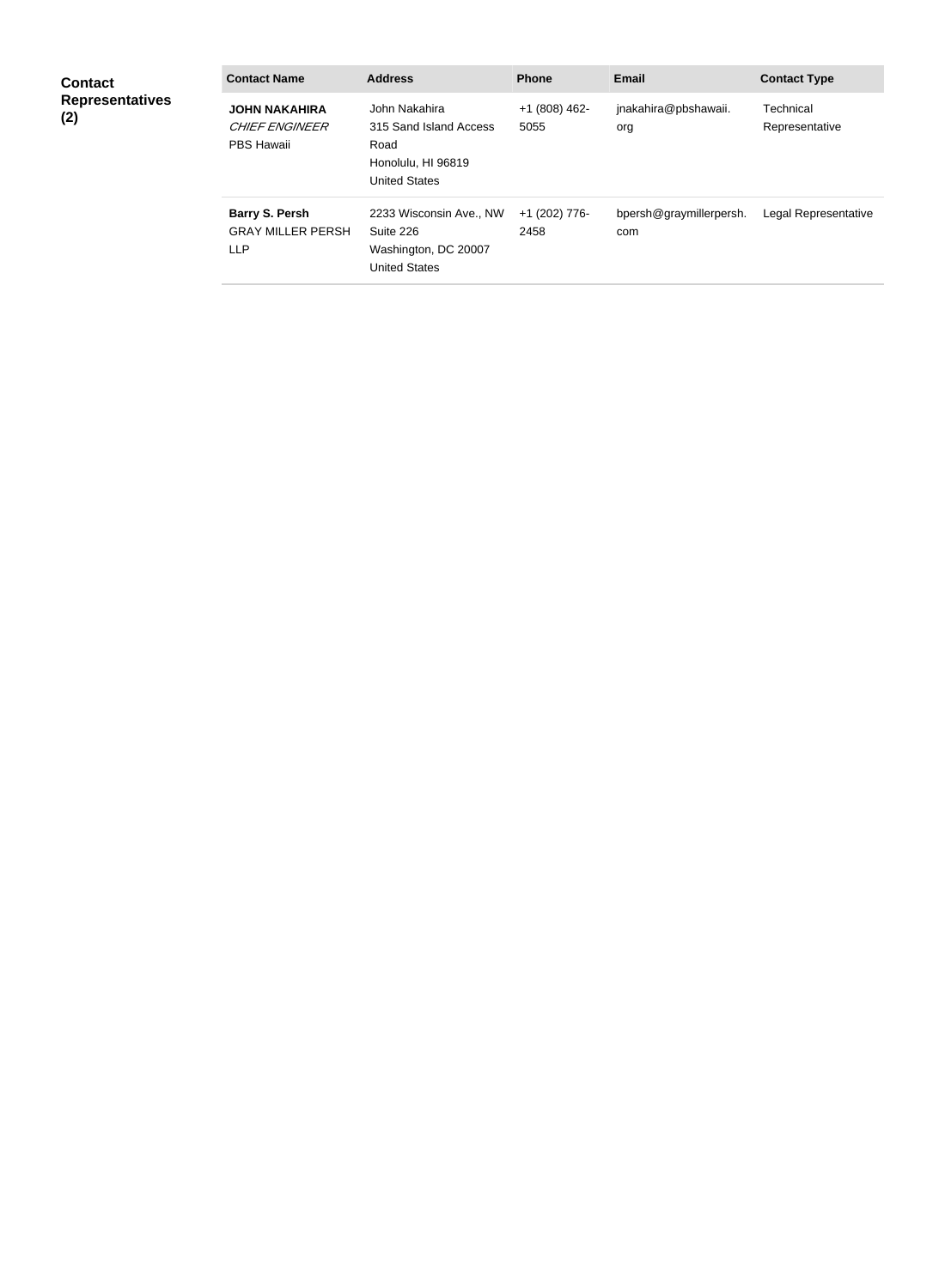**Contact Representatives (2)**

| Contact Name | Address | Phone | Email | Contact Type |
|---|---|---|---|---|
| **JOHN NAKAHIRA** *CHIEF ENGINEER* PBS Hawaii | John Nakahira 315 Sand Island Access Road Honolulu, HI 96819 United States | +1 (808) 462-5055 | jnakahira@pbshawaii.org | Technical Representative |
| **Barry S. Persh** GRAY MILLER PERSH LLP | 2233 Wisconsin Ave., NW Suite 226 Washington, DC 20007 United States | +1 (202) 776-2458 | bpersh@graymillerpersh.com | Legal Representative |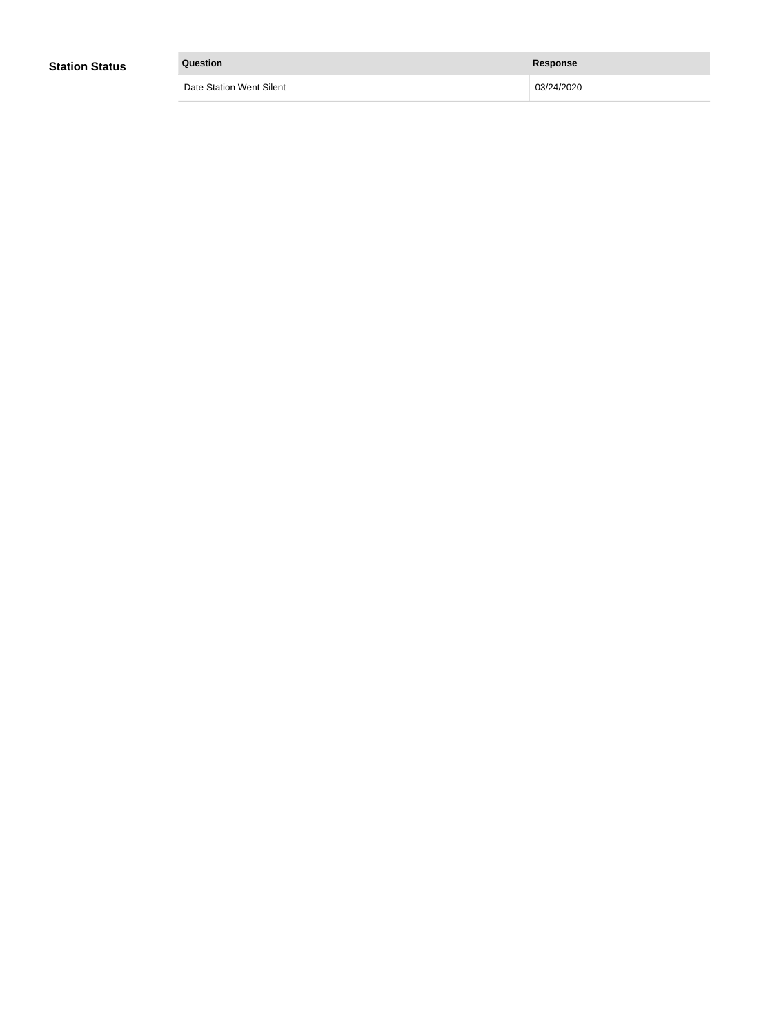**Station Status**

| Question | Response |
| --- | --- |
| Date Station Went Silent | 03/24/2020 |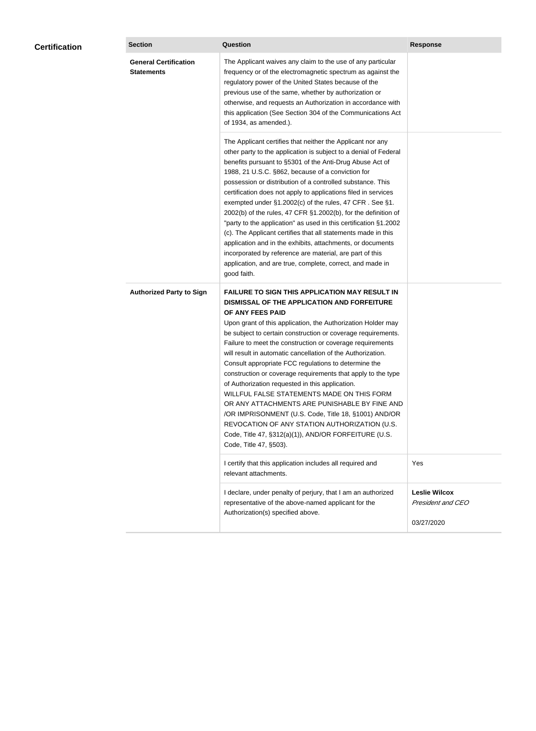## Certification

| Section | Question | Response |
|---|---|---|
| **General Certification Statements** | The Applicant waives any claim to the use of any particular frequency or of the electromagnetic spectrum as against the regulatory power of the United States because of the previous use of the same, whether by authorization or otherwise, and requests an Authorization in accordance with this application (See Section 304 of the Communications Act of 1934, as amended.). | |
| | The Applicant certifies that neither the Applicant nor any other party to the application is subject to a denial of Federal benefits pursuant to §5301 of the Anti-Drug Abuse Act of 1988, 21 U.S.C. §862, because of a conviction for possession or distribution of a controlled substance. This certification does not apply to applications filed in services exempted under §1.2002(c) of the rules, 47 CFR . See §1. 2002(b) of the rules, 47 CFR §1.2002(b), for the definition of "party to the application" as used in this certification §1.2002 (c). The Applicant certifies that all statements made in this application and in the exhibits, attachments, or documents incorporated by reference are material, are part of this application, and are true, complete, correct, and made in good faith. | |
| **Authorized Party to Sign** | **FAILURE TO SIGN THIS APPLICATION MAY RESULT IN DISMISSAL OF THE APPLICATION AND FORFEITURE OF ANY FEES PAID** Upon grant of this application, the Authorization Holder may be subject to certain construction or coverage requirements. Failure to meet the construction or coverage requirements will result in automatic cancellation of the Authorization. Consult appropriate FCC regulations to determine the construction or coverage requirements that apply to the type of Authorization requested in this application. WILLFUL FALSE STATEMENTS MADE ON THIS FORM OR ANY ATTACHMENTS ARE PUNISHABLE BY FINE AND /OR IMPRISONMENT (U.S. Code, Title 18, §1001) AND/OR REVOCATION OF ANY STATION AUTHORIZATION (U.S. Code, Title 47, §312(a)(1)), AND/OR FORFEITURE (U.S. Code, Title 47, §503). | |
| | I certify that this application includes all required and relevant attachments. | Yes |
| | I declare, under penalty of perjury, that I am an authorized representative of the above-named applicant for the Authorization(s) specified above. | **Leslie Wilcox** *President and CEO* 03/27/2020 |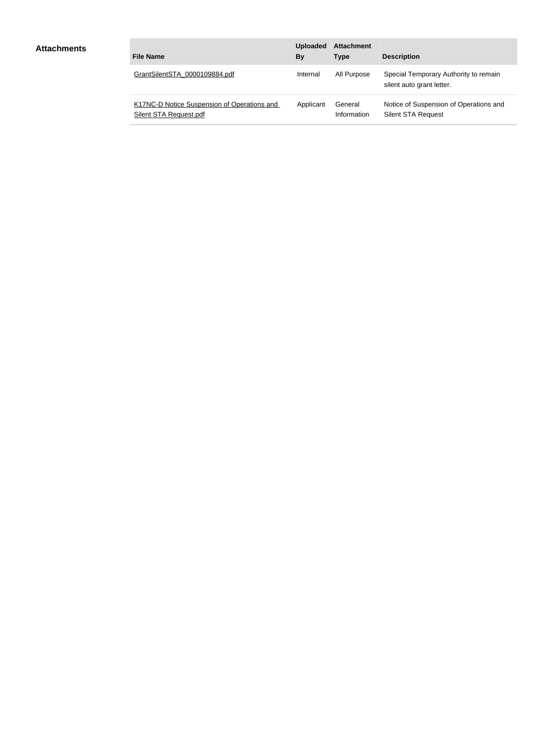**Attachments**

| File Name | Uploaded By | Attachment Type | Description |
|---|---|---|---|
| GrantSilentSTA_0000109884.pdf | Internal | All Purpose | Special Temporary Authority to remain silent auto grant letter. |
| K17NC-D Notice Suspension of Operations and Silent STA Request.pdf | Applicant | General Information | Notice of Suspension of Operations and Silent STA Request |